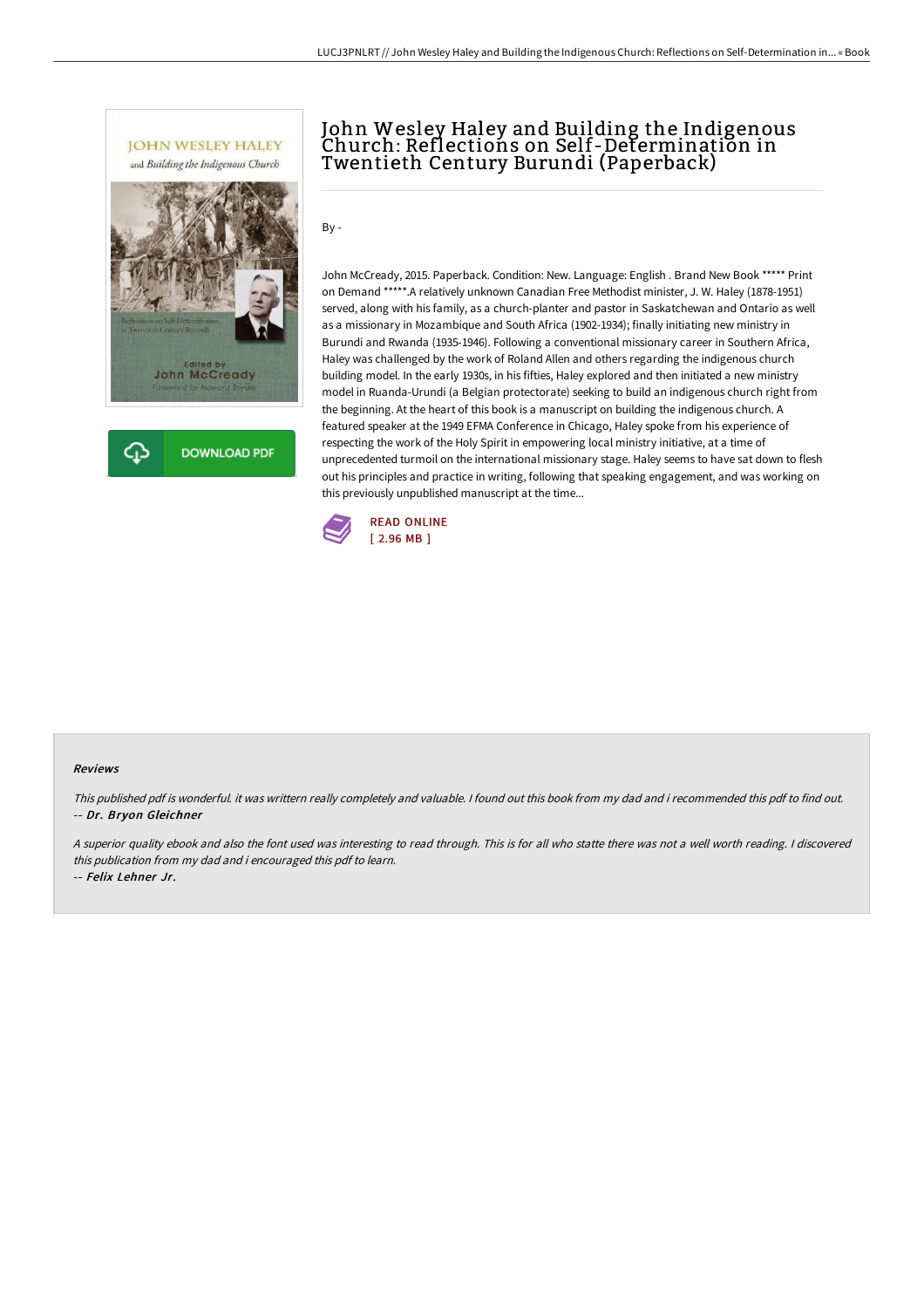# John Wesley Haley and Building the Indigenous Church: Reflections on Self-Determination in Twentieth Century Burundi (Paperback)

By -

John McCready, 2015. Paperback. Condition: New. Language: English . Brand New Book ***** Print on Demand *****.A relatively unknown Canadian Free Methodist minister, J. W. Haley (1878-1951) served, along with his family, as a church-planter and pastor in Saskatchewan and Ontario as well as a missionary in Mozambique and South Africa (1902-1934); finally initiating new ministry in Burundi and Rwanda (1935-1946). Following a conventional missionary career in Southern Africa, Haley was challenged by the work of Roland Allen and others regarding the indigenous church building model. In the early 1930s, in his fifties, Haley explored and then initiated a new ministry model in Ruanda-Urundi (a Belgian protectorate) seeking to build an indigenous church right from the beginning. At the heart of this book is a manuscript on building the indigenous church. A featured speaker at the 1949 EFMA Conference in Chicago, Haley spoke from his experience of respecting the work of the Holy Spirit in empowering local ministry initiative, at a time of unprecedented turmoil on the international missionary stage. Haley seems to have sat down to flesh out his principles and practice in writing, following that speaking engagement, and was working on this previously unpublished manuscript at the time...

READ ONLINE
[ 2.96 MB ]

### Reviews

*This published pdf is wonderful. it was writtern really completely and valuable. I found out this book from my dad and i recommended this pdf to find out.*
*-- **Dr. Bryon Gleichner***

*A superior quality ebook and also the font used was interesting to read through. This is for all who statte there was not a well worth reading. I discovered this publication from my dad and i encouraged this pdf to learn.*
*-- **Felix Lehner Jr.***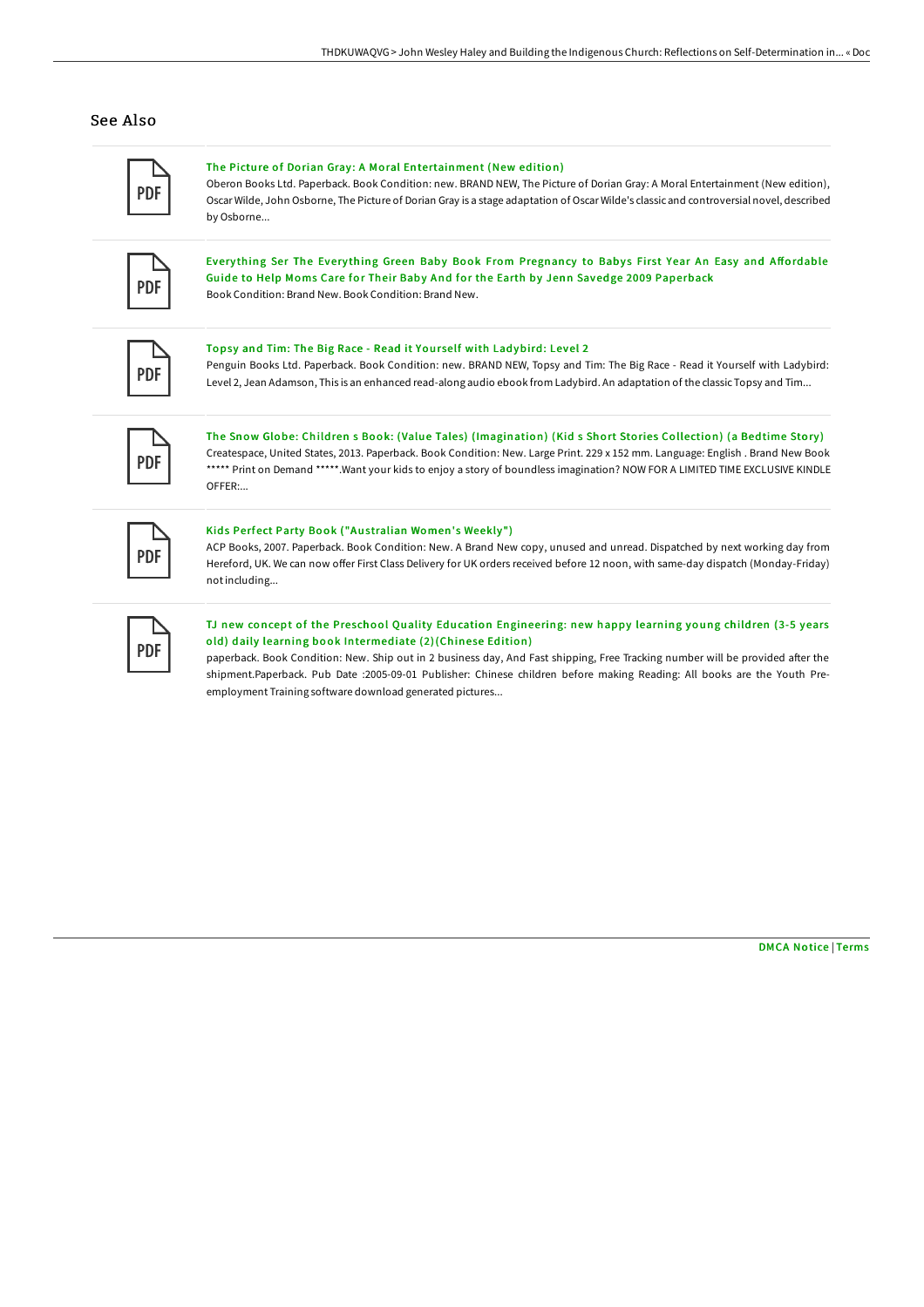## See Also

### The Picture of Dorian Gray: A Moral Entertainment (New edition)

Oberon Books Ltd. Paperback. Book Condition: new. BRAND NEW, The Picture of Dorian Gray: A Moral Entertainment (New edition), Oscar Wilde, John Osborne, The Picture of Dorian Gray is a stage adaptation of Oscar Wilde's classic and controversial novel, described by Osborne...

### Everything Ser The Everything Green Baby Book From Pregnancy to Babys First Year An Easy and Affordable Guide to Help Moms Care for Their Baby And for the Earth by Jenn Savedge 2009 Paperback

Book Condition: Brand New. Book Condition: Brand New.

### Topsy and Tim: The Big Race - Read it Yourself with Ladybird: Level 2

Penguin Books Ltd. Paperback. Book Condition: new. BRAND NEW, Topsy and Tim: The Big Race - Read it Yourself with Ladybird: Level 2, Jean Adamson, This is an enhanced read-along audio ebook from Ladybird. An adaptation of the classic Topsy and Tim...

### The Snow Globe: Children s Book: (Value Tales) (Imagination) (Kid s Short Stories Collection) (a Bedtime Story)

Createspace, United States, 2013. Paperback. Book Condition: New. Large Print. 229 x 152 mm. Language: English . Brand New Book ***** Print on Demand *****.Want your kids to enjoy a story of boundless imagination? NOW FOR A LIMITED TIME EXCLUSIVE KINDLE OFFER:...

### Kids Perfect Party Book ("Australian Women's Weekly")

ACP Books, 2007. Paperback. Book Condition: New. A Brand New copy, unused and unread. Dispatched by next working day from Hereford, UK. We can now offer First Class Delivery for UK orders received before 12 noon, with same-day dispatch (Monday-Friday) not including...

### TJ new concept of the Preschool Quality Education Engineering: new happy learning young children (3-5 years old) daily learning book Intermediate (2)(Chinese Edition)

paperback. Book Condition: New. Ship out in 2 business day, And Fast shipping, Free Tracking number will be provided after the shipment.Paperback. Pub Date :2005-09-01 Publisher: Chinese children before making Reading: All books are the Youth Pre-employment Training software download generated pictures...